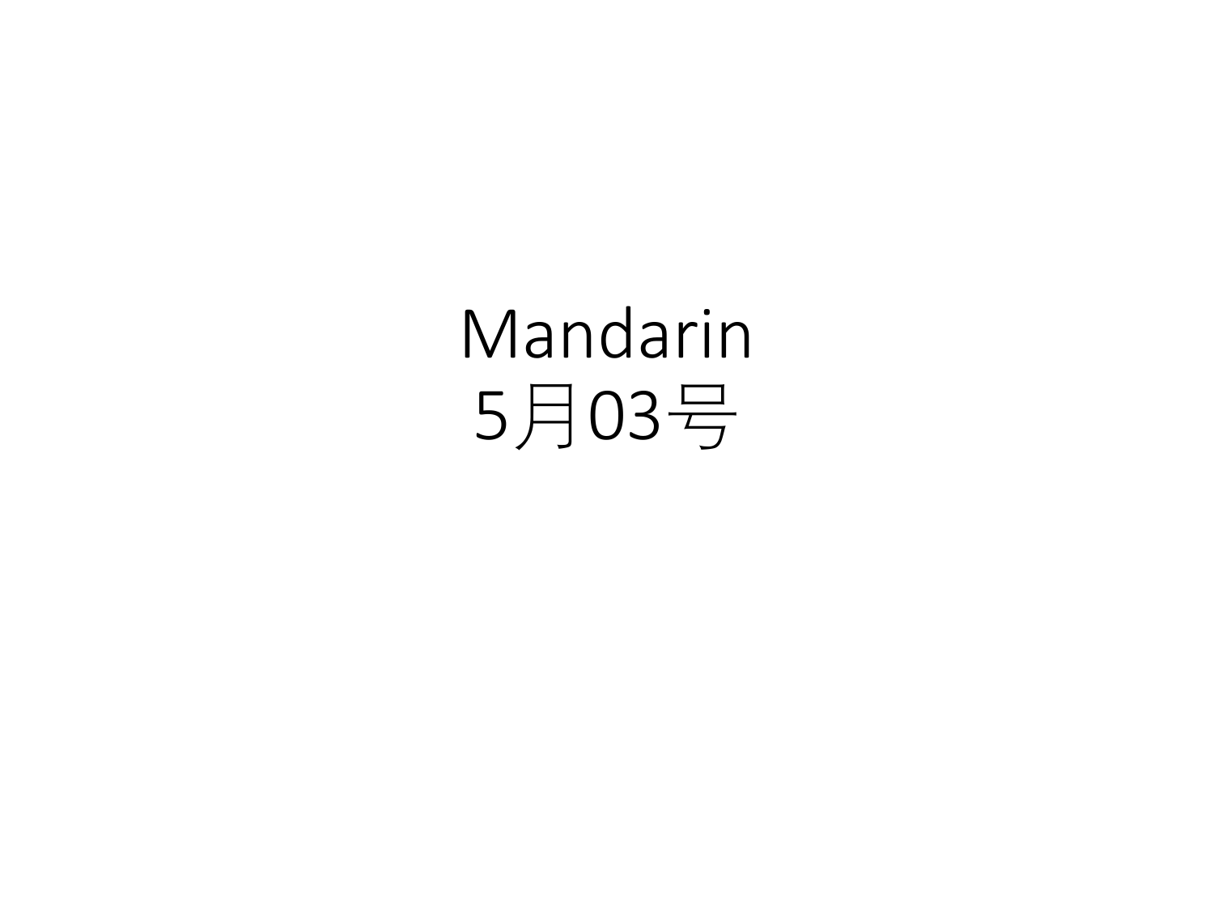# Mandarin
# 5月03号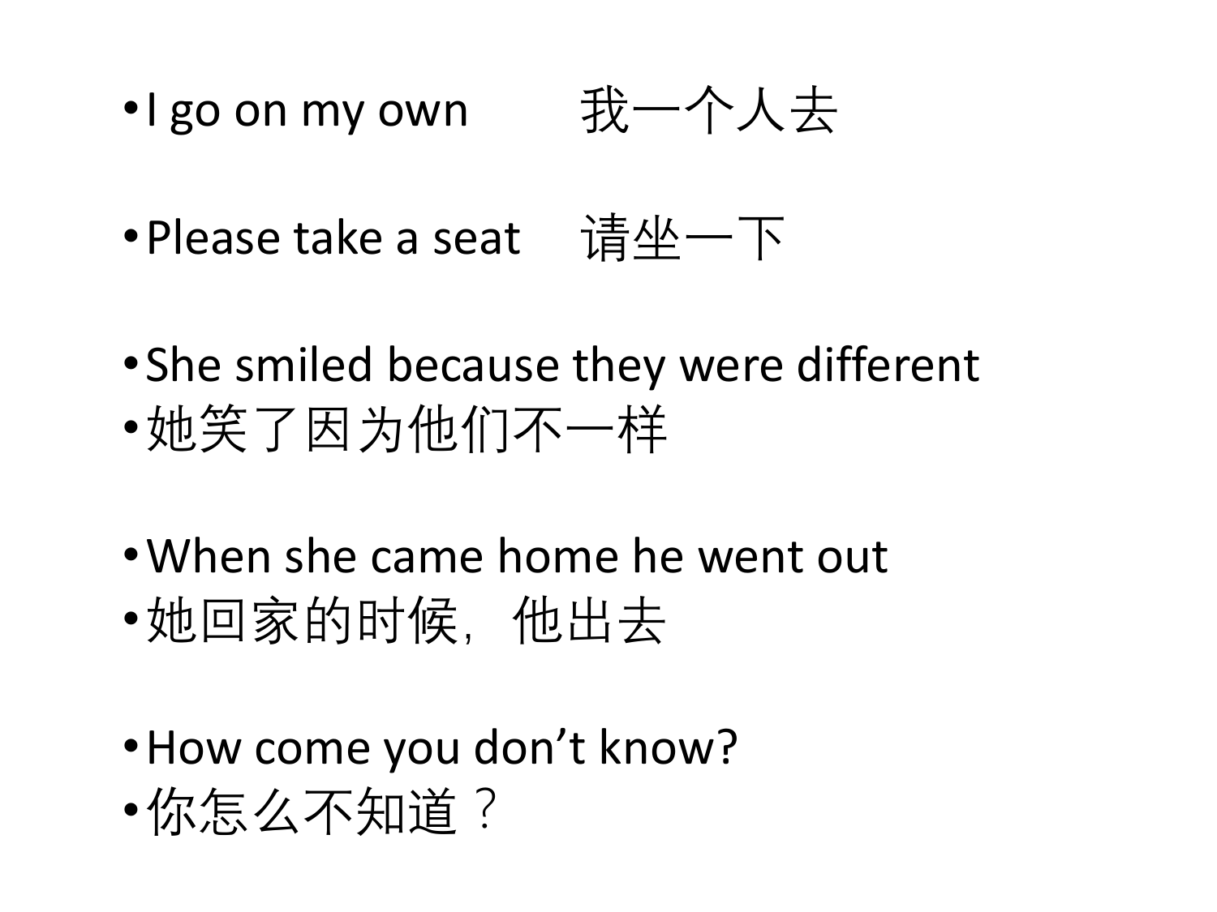- I go on my own 我一个人去
- Please take a seat 请坐一下
- She smiled because they were different
- 她笑了因为他们不一样
- When she came home he went out
- 她回家的时候，他出去
- How come you don’t know?
- 你怎么不知道？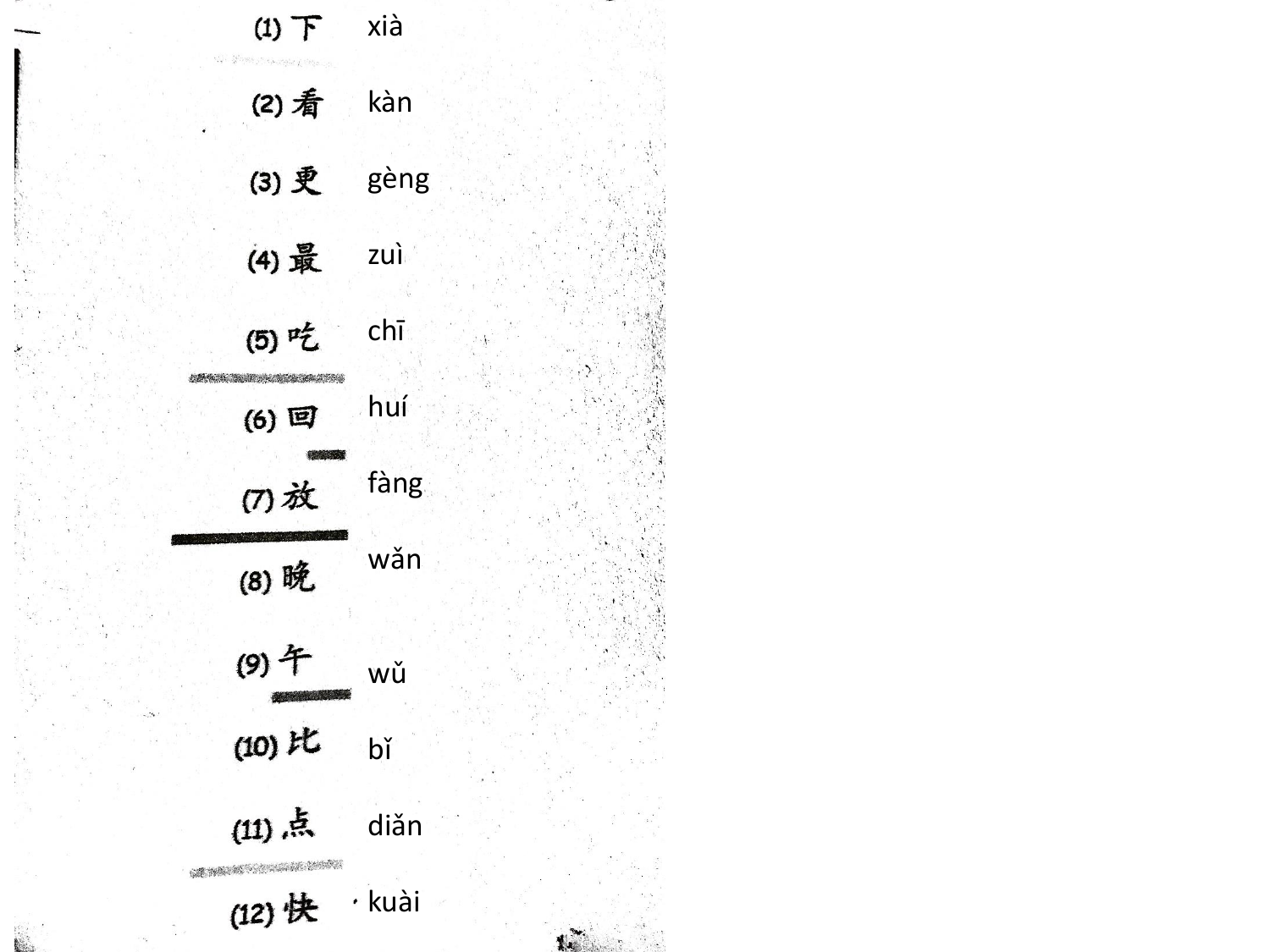(1) 下 xià

(2) 看 kàn

(3) 更 gèng

(4) 最 zuì

(5) 吃 chī

(6) 回 huí

(7) 放 fàng

(8) 晚 wǎn

(9) 午 wǔ

(10) 比 bǐ

(11) 点 diǎn

(12) 快 kuài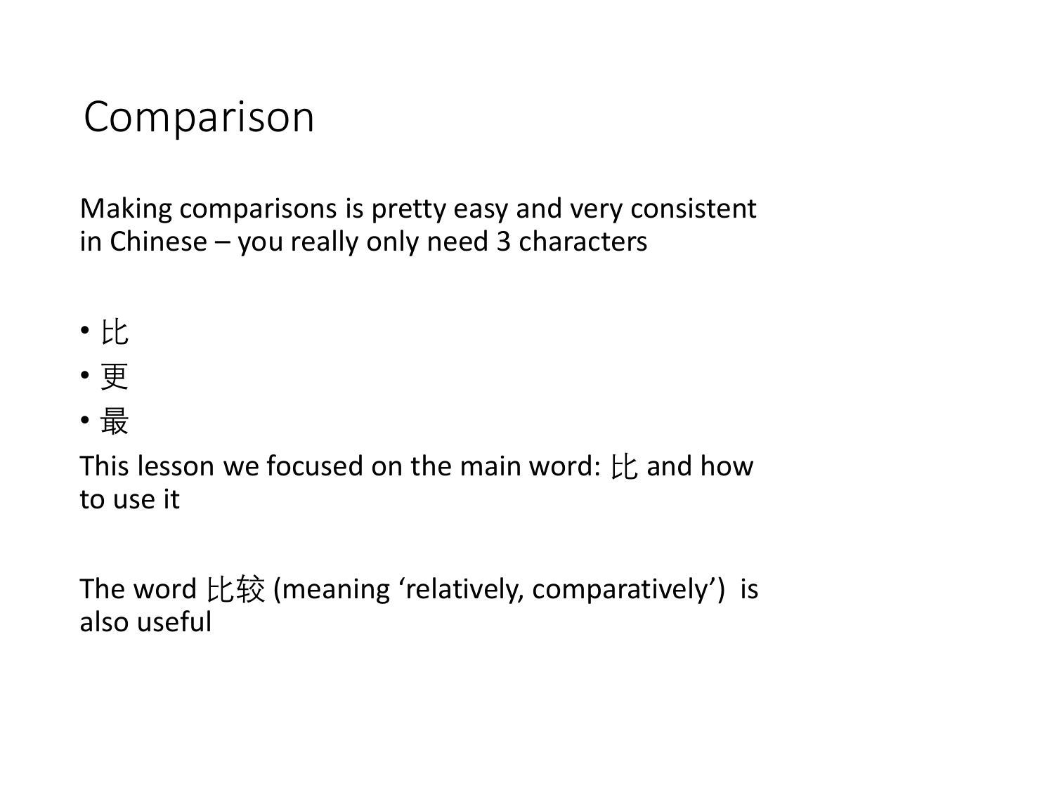# Comparison

Making comparisons is pretty easy and very consistent in Chinese – you really only need 3 characters

- 比
- 更
- 最

This lesson we focused on the main word: 比 and how to use it

The word 比较 (meaning 'relatively, comparatively') is also useful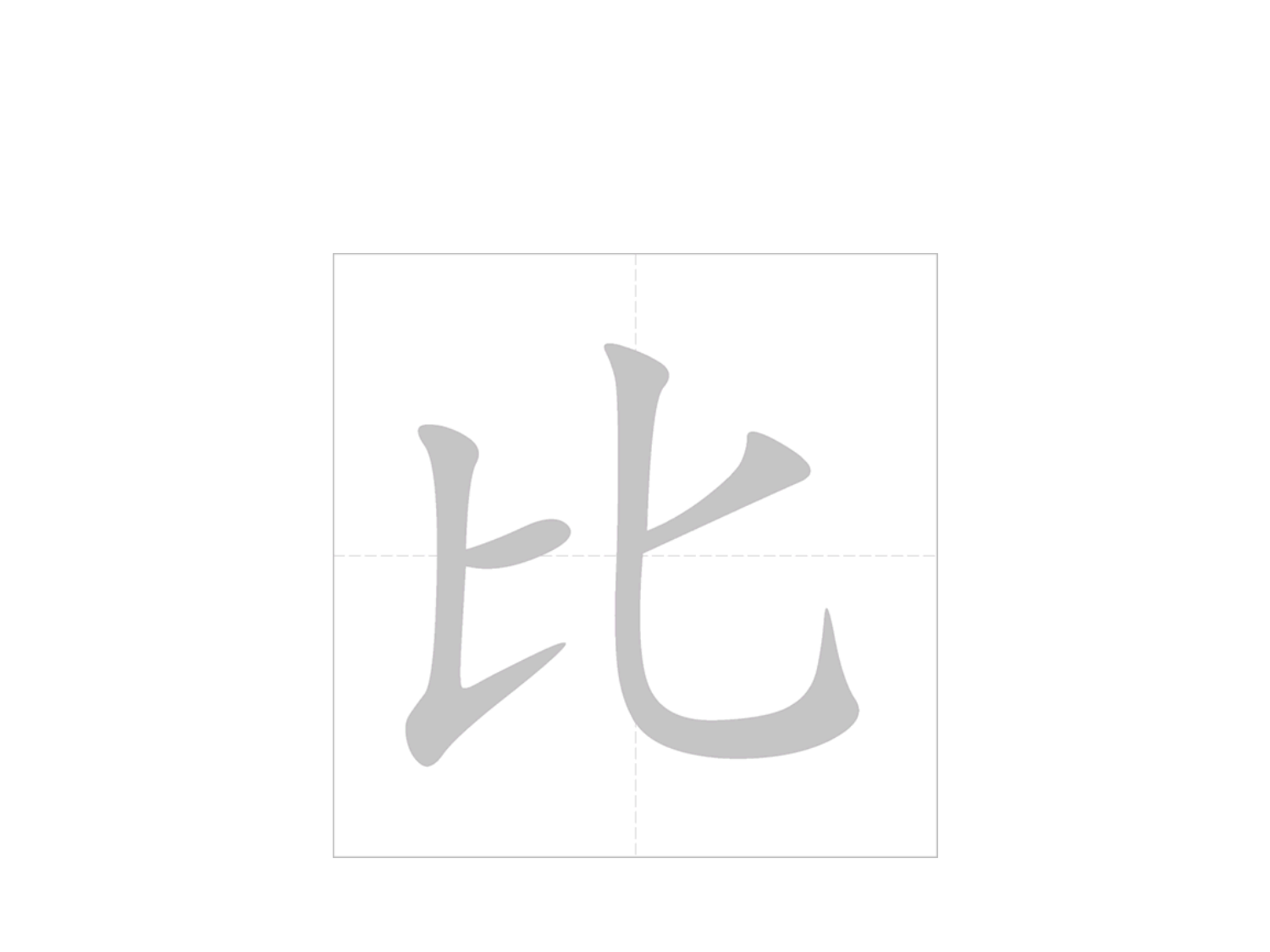比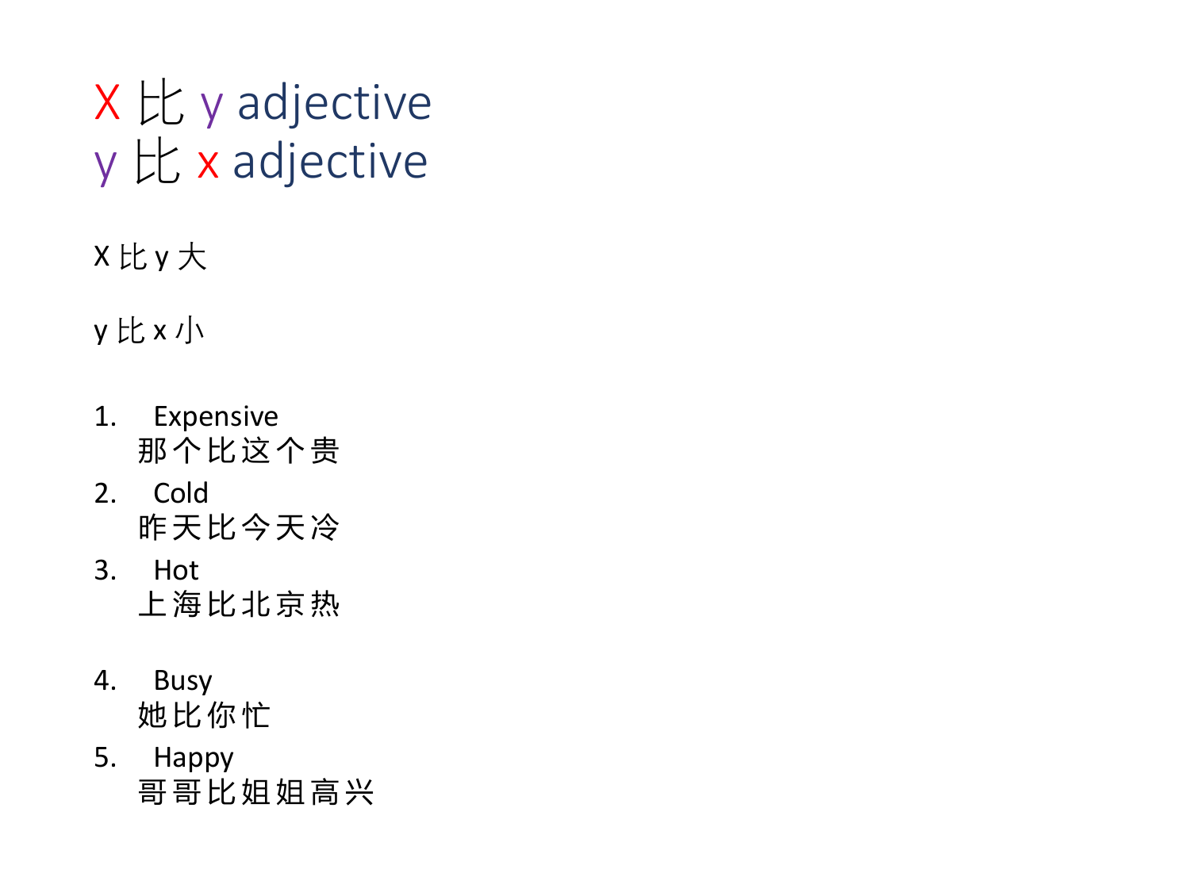# X 比 y adjective
# y 比 x adjective

X 比 y 大

y 比 x 小

1. Expensive
   那个比这个贵
2. Cold
   昨天比今天冷
3. Hot
   上海比北京热
4. Busy
   她比你忙
5. Happy
   哥哥比姐姐高兴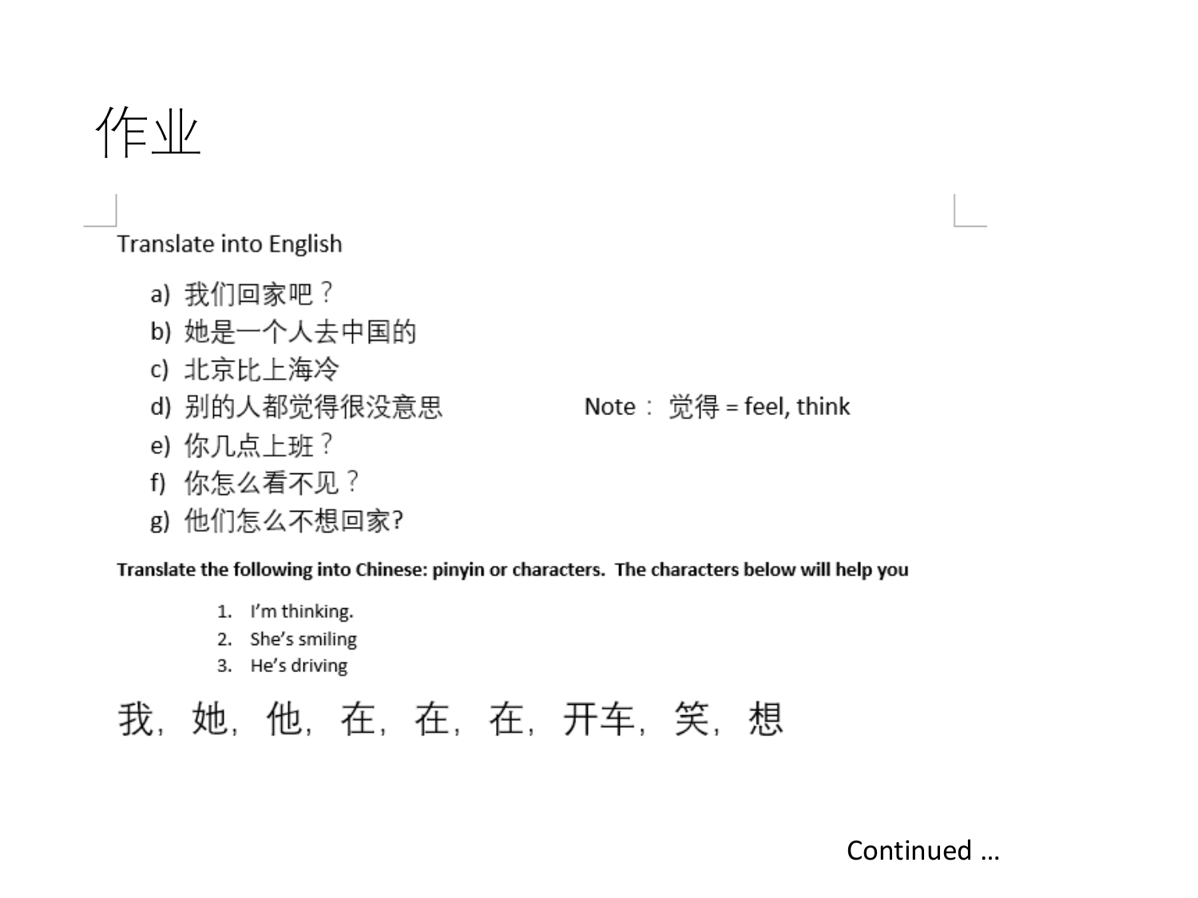# 作业

Translate into English

a) 我们回家吧？
b) 她是一个人去中国的
c) 北京比上海冷
d) 别的人都觉得很没意思　　　　Note： 觉得 = feel, think
e) 你几点上班？
f) 你怎么看不见？
g) 他们怎么不想回家?

**Translate the following into Chinese: pinyin or characters. The characters below will help you**

1. I'm thinking.
2. She's smiling
3. He's driving

我，她，他，在，在，在，开车，笑，想

Continued …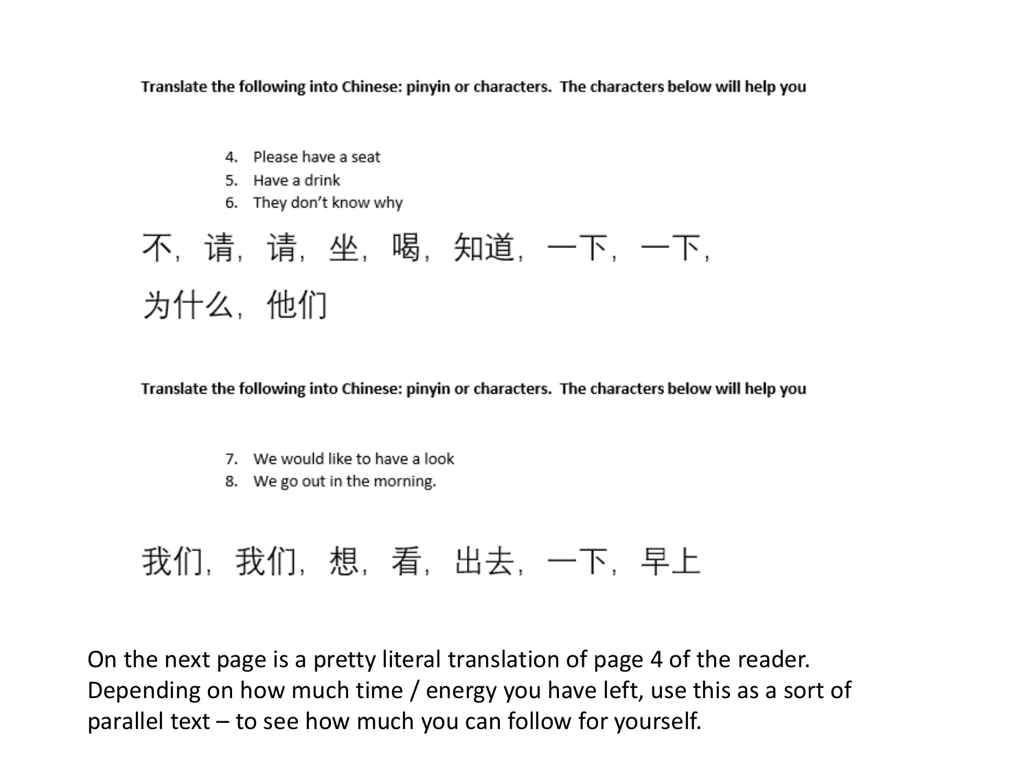**Translate the following into Chinese: pinyin or characters. The characters below will help you**

4. Please have a seat
5. Have a drink
6. They don't know why

不，请，请，坐，喝，知道，一下，一下，

为什么，他们

**Translate the following into Chinese: pinyin or characters. The characters below will help you**

7. We would like to have a look
8. We go out in the morning.

我们，我们，想，看，出去，一下，早上

On the next page is a pretty literal translation of page 4 of the reader. Depending on how much time / energy you have left, use this as a sort of parallel text – to see how much you can follow for yourself.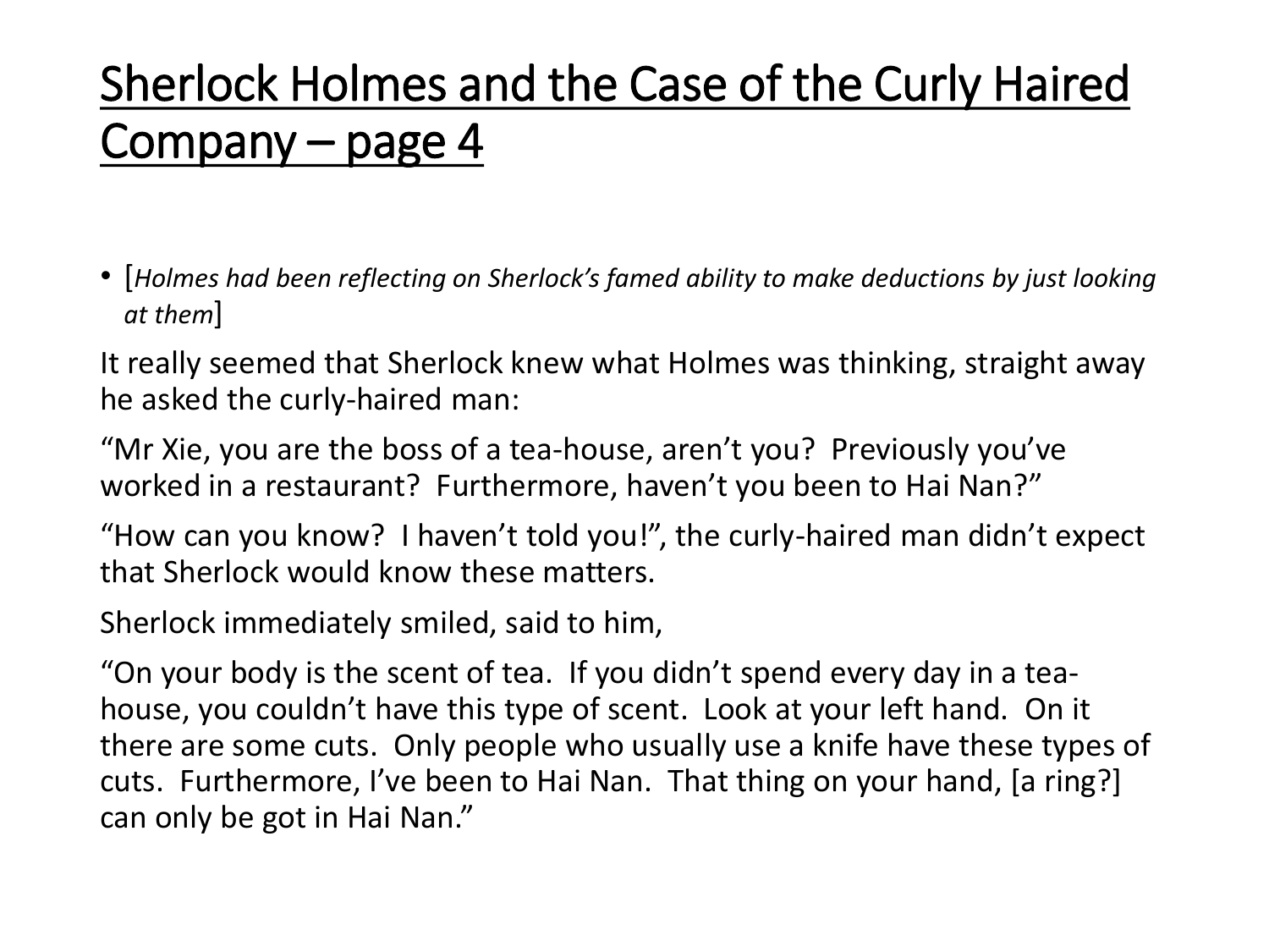# Sherlock Holmes and the Case of the Curly Haired Company – page 4

- [*Holmes had been reflecting on Sherlock's famed ability to make deductions by just looking at them*]

It really seemed that Sherlock knew what Holmes was thinking, straight away he asked the curly-haired man:

"Mr Xie, you are the boss of a tea-house, aren't you? Previously you've worked in a restaurant? Furthermore, haven't you been to Hai Nan?"

"How can you know? I haven't told you!", the curly-haired man didn't expect that Sherlock would know these matters.

Sherlock immediately smiled, said to him,

"On your body is the scent of tea. If you didn't spend every day in a tea-house, you couldn't have this type of scent. Look at your left hand. On it there are some cuts. Only people who usually use a knife have these types of cuts. Furthermore, I've been to Hai Nan. That thing on your hand, [a ring?] can only be got in Hai Nan."